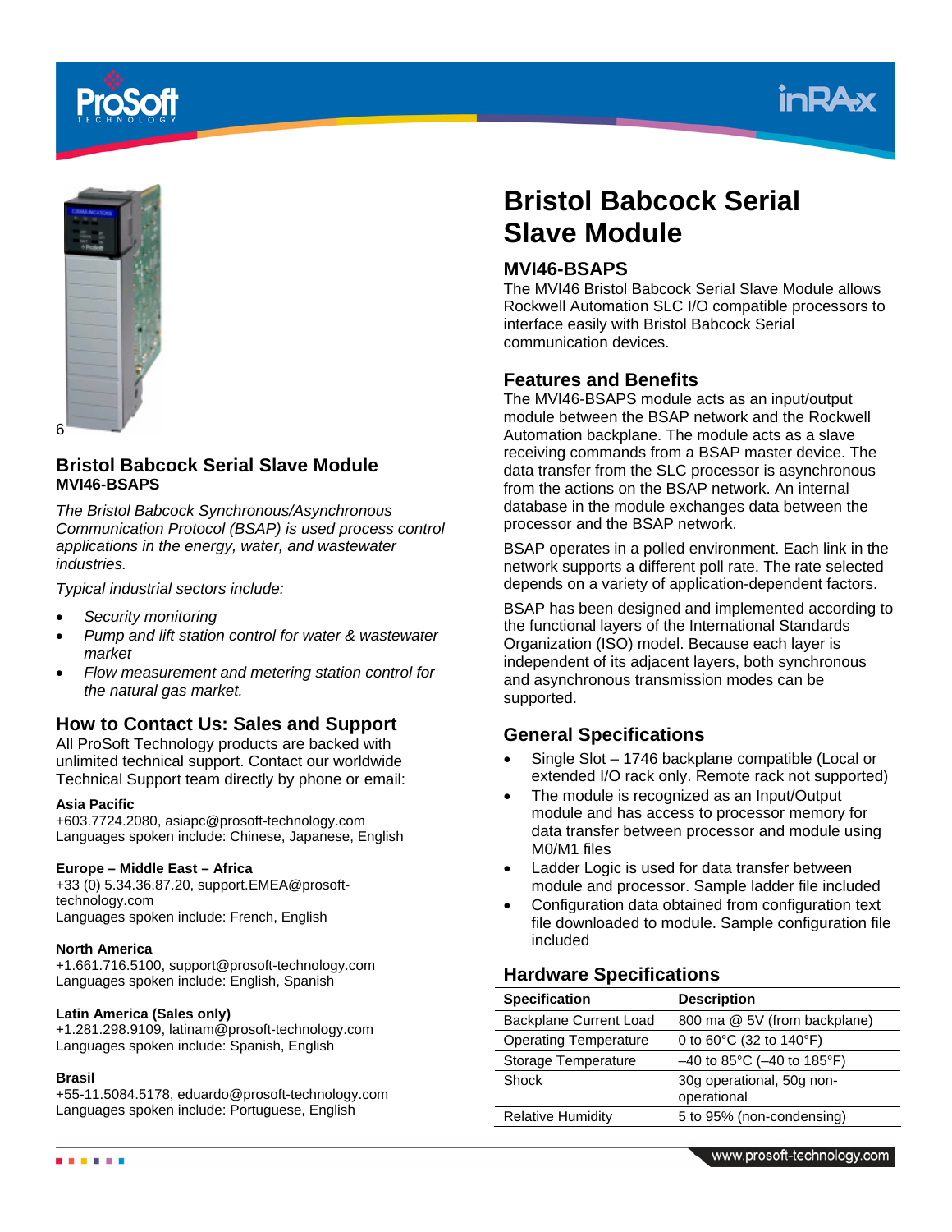# Bristol Babcock Serial Slave Module

## MVI46-BSAPS

The MVI46 Bristol Babcock Serial Slave Module allows Rockwell Automation SLC I/O compatible processors to interface easily with Bristol Babcock Serial communication devices.

### Features and Benefits

The MVI46-BSAPS module acts as an input/output module between the BSAP network and the Rockwell Automation backplane. The module acts as a slave receiving commands from a BSAP master device. The data transfer from the SLC processor is asynchronous from the actions on the BSAP network. An internal database in the module exchanges data between the processor and the BSAP network.

BSAP operates in a polled environment. Each link in the network supports a different poll rate. The rate selected depends on a variety of application-dependent factors.

BSAP has been designed and implemented according to the functional layers of the International Standards Organization (ISO) model. Because each layer is independent of its adjacent layers, both synchronous and asynchronous transmission modes can be supported.

### General Specifications

- Single Slot – 1746 backplane compatible (Local or extended I/O rack only. Remote rack not supported)
- The module is recognized as an Input/Output module and has access to processor memory for data transfer between processor and module using M0/M1 files
- Ladder Logic is used for data transfer between module and processor. Sample ladder file included
- Configuration data obtained from configuration text file downloaded to module. Sample configuration file included

### Hardware Specifications

| Specification | Description |
|---|---|
| Backplane Current Load | 800 ma @ 5V (from backplane) |
| Operating Temperature | 0 to 60°C (32 to 140°F) |
| Storage Temperature | –40 to 85°C (–40 to 185°F) |
| Shock | 30g operational, 50g non-operational |
| Relative Humidity | 5 to 95% (non-condensing) |

## Bristol Babcock Serial Slave Module
**MVI46-BSAPS**

*The Bristol Babcock Synchronous/Asynchronous Communication Protocol (BSAP) is used process control applications in the energy, water, and wastewater industries.*

*Typical industrial sectors include:*

- *Security monitoring*
- *Pump and lift station control for water & wastewater market*
- *Flow measurement and metering station control for the natural gas market.*

### How to Contact Us: Sales and Support

All ProSoft Technology products are backed with unlimited technical support. Contact our worldwide Technical Support team directly by phone or email:

**Asia Pacific**
+603.7724.2080, asiapc@prosoft-technology.com
Languages spoken include: Chinese, Japanese, English

**Europe – Middle East – Africa**
+33 (0) 5.34.36.87.20, support.EMEA@prosoft-technology.com
Languages spoken include: French, English

**North America**
+1.661.716.5100, support@prosoft-technology.com
Languages spoken include: English, Spanish

**Latin America (Sales only)**
+1.281.298.9109, latinam@prosoft-technology.com
Languages spoken include: Spanish, English

**Brasil**
+55-11.5084.5178, eduardo@prosoft-technology.com
Languages spoken include: Portuguese, English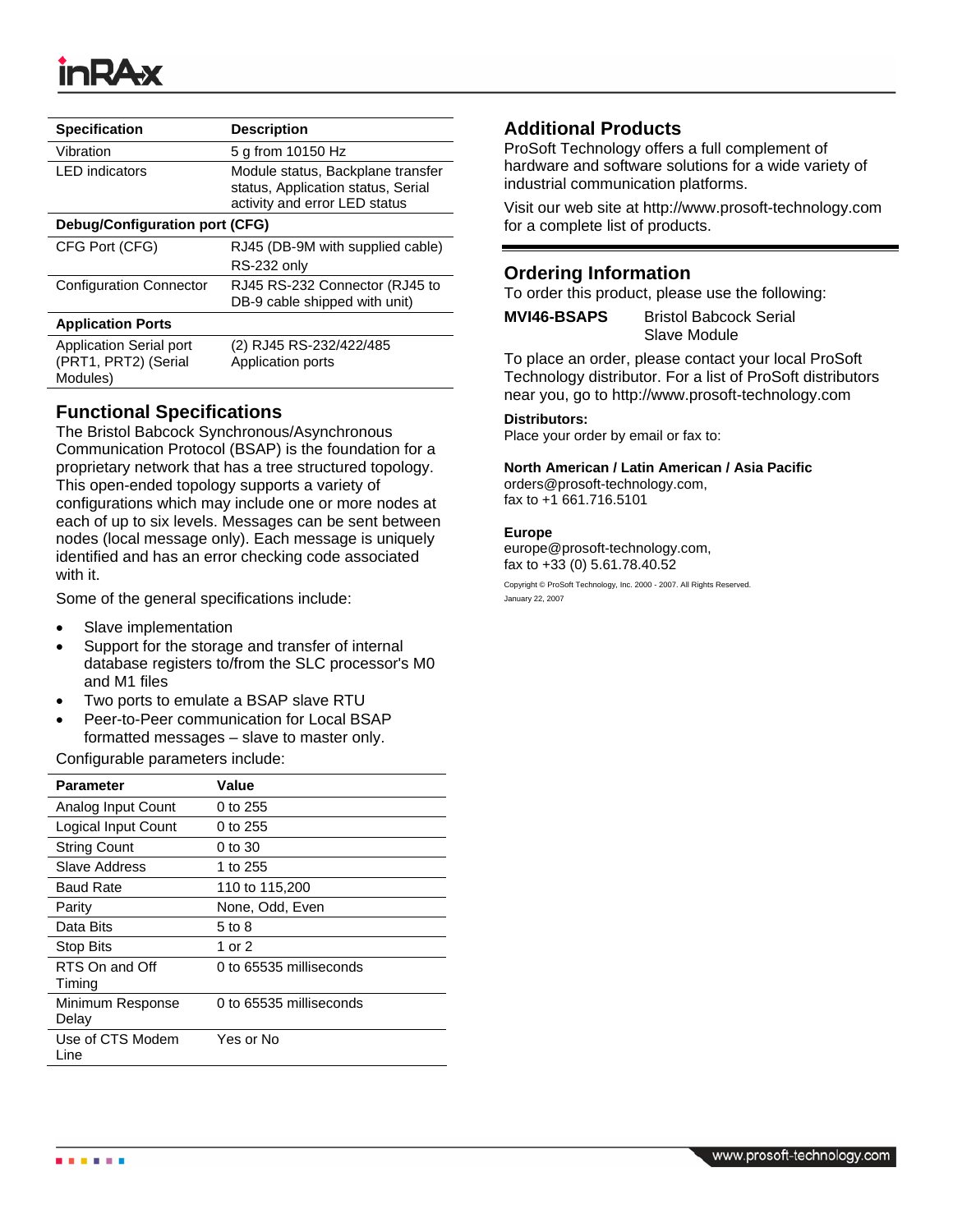| Specification | Description |
|---|---|
| Vibration | 5 g from 10150 Hz |
| LED indicators | Module status, Backplane transfer status, Application status, Serial activity and error LED status |
| **Debug/Configuration port (CFG)** | |
| CFG Port (CFG) | RJ45 (DB-9M with supplied cable) RS-232 only |
| Configuration Connector | RJ45 RS-232 Connector (RJ45 to DB-9 cable shipped with unit) |
| **Application Ports** | |
| Application Serial port (PRT1, PRT2) (Serial Modules) | (2) RJ45 RS-232/422/485 Application ports |

## Functional Specifications

The Bristol Babcock Synchronous/Asynchronous Communication Protocol (BSAP) is the foundation for a proprietary network that has a tree structured topology. This open-ended topology supports a variety of configurations which may include one or more nodes at each of up to six levels. Messages can be sent between nodes (local message only). Each message is uniquely identified and has an error checking code associated with it.

Some of the general specifications include:

- Slave implementation
- Support for the storage and transfer of internal database registers to/from the SLC processor's M0 and M1 files
- Two ports to emulate a BSAP slave RTU
- Peer-to-Peer communication for Local BSAP formatted messages – slave to master only.

Configurable parameters include:

| Parameter | Value |
|---|---|
| Analog Input Count | 0 to 255 |
| Logical Input Count | 0 to 255 |
| String Count | 0 to 30 |
| Slave Address | 1 to 255 |
| Baud Rate | 110 to 115,200 |
| Parity | None, Odd, Even |
| Data Bits | 5 to 8 |
| Stop Bits | 1 or 2 |
| RTS On and Off Timing | 0 to 65535 milliseconds |
| Minimum Response Delay | 0 to 65535 milliseconds |
| Use of CTS Modem Line | Yes or No |

## Additional Products

ProSoft Technology offers a full complement of hardware and software solutions for a wide variety of industrial communication platforms.

Visit our web site at http://www.prosoft-technology.com for a complete list of products.

## Ordering Information

To order this product, please use the following:

**MVI46-BSAPS** Bristol Babcock Serial Slave Module

To place an order, please contact your local ProSoft Technology distributor. For a list of ProSoft distributors near you, go to http://www.prosoft-technology.com

**Distributors:**

Place your order by email or fax to:

**North American / Latin American / Asia Pacific**
orders@prosoft-technology.com,
fax to +1 661.716.5101

**Europe**
europe@prosoft-technology.com,
fax to +33 (0) 5.61.78.40.52

Copyright © ProSoft Technology, Inc. 2000 - 2007. All Rights Reserved.
January 22, 2007